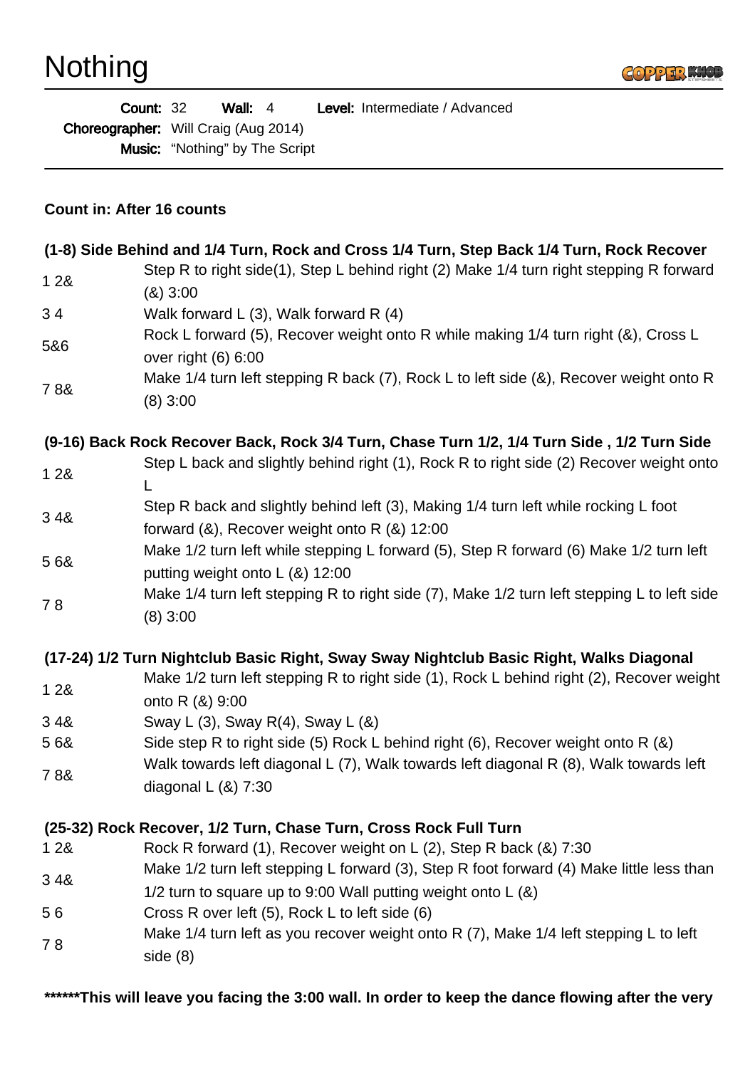# Nothing

**Count:** 32 **Wall:** 4 **Level:** Intermediate / Advanced

**Choreographer:** Will Craig (Aug 2014)

**Music:** "Nothing" by The Script

**Count in: After 16 counts**

**(1-8) Side Behind and 1/4 Turn, Rock and Cross 1/4 Turn, Step Back 1/4 Turn, Rock Recover**

| | |
|---|---|
| 1 2& | Step R to right side(1), Step L behind right (2) Make 1/4 turn right stepping R forward (&) 3:00 |
| 3 4 | Walk forward L (3), Walk forward R (4) |
| 5&6 | Rock L forward (5), Recover weight onto R while making 1/4 turn right (&), Cross L over right (6) 6:00 |
| 7 8& | Make 1/4 turn left stepping R back (7), Rock L to left side (&), Recover weight onto R (8) 3:00 |

**(9-16) Back Rock Recover Back, Rock 3/4 Turn, Chase Turn 1/2, 1/4 Turn Side , 1/2 Turn Side**

| | |
|---|---|
| 1 2& | Step L back and slightly behind right (1), Rock R to right side (2) Recover weight onto L |
| 3 4& | Step R back and slightly behind left (3), Making 1/4 turn left while rocking L foot forward (&), Recover weight onto R (&) 12:00 |
| 5 6& | Make 1/2 turn left while stepping L forward (5), Step R forward (6) Make 1/2 turn left putting weight onto L (&) 12:00 |
| 7 8 | Make 1/4 turn left stepping R to right side (7), Make 1/2 turn left stepping L to left side (8) 3:00 |

**(17-24) 1/2 Turn Nightclub Basic Right, Sway Sway Nightclub Basic Right, Walks Diagonal**

| | |
|---|---|
| 1 2& | Make 1/2 turn left stepping R to right side (1), Rock L behind right (2), Recover weight onto R (&) 9:00 |
| 3 4& | Sway L (3), Sway R(4), Sway L (&) |
| 5 6& | Side step R to right side (5) Rock L behind right (6), Recover weight onto R (&) |
| 7 8& | Walk towards left diagonal L (7), Walk towards left diagonal R (8), Walk towards left diagonal L (&) 7:30 |

**(25-32) Rock Recover, 1/2 Turn, Chase Turn, Cross Rock Full Turn**

| | |
|---|---|
| 1 2& | Rock R forward (1), Recover weight on L (2), Step R back (&) 7:30 |
| 3 4& | Make 1/2 turn left stepping L forward (3), Step R foot forward (4) Make little less than 1/2 turn to square up to 9:00 Wall putting weight onto L (&) |
| 5 6 | Cross R over left (5), Rock L to left side (6) |
| 7 8 | Make 1/4 turn left as you recover weight onto R (7), Make 1/4 left stepping L to left side (8) |

********This will leave you facing the 3:00 wall. In order to keep the dance flowing after the very**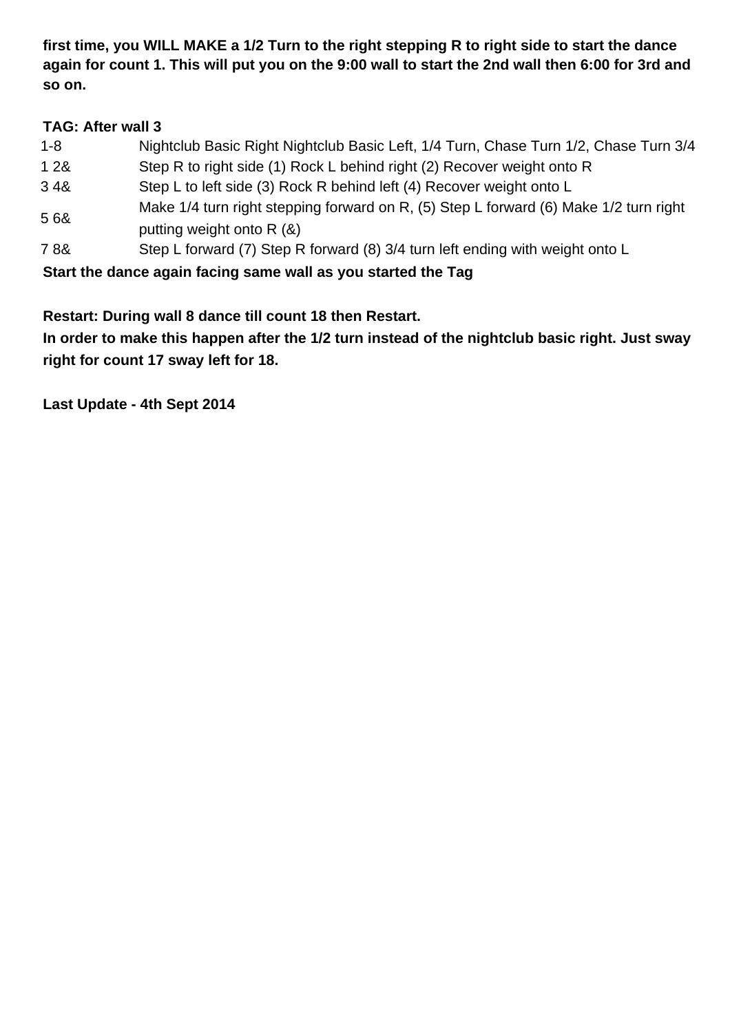**first time, you WILL MAKE a 1/2 Turn to the right stepping R to right side to start the dance again for count 1. This will put you on the 9:00 wall to start the 2nd wall then 6:00 for 3rd and so on.**

**TAG: After wall 3**

| | |
|---|---|
| 1-8 | Nightclub Basic Right Nightclub Basic Left, 1/4 Turn, Chase Turn 1/2, Chase Turn 3/4 |
| 1 2& | Step R to right side (1) Rock L behind right (2) Recover weight onto R |
| 3 4& | Step L to left side (3) Rock R behind left (4) Recover weight onto L |
| 5 6& | Make 1/4 turn right stepping forward on R, (5) Step L forward (6) Make 1/2 turn right putting weight onto R (&) |
| 7 8& | Step L forward (7) Step R forward (8) 3/4 turn left ending with weight onto L |

**Start the dance again facing same wall as you started the Tag**

**Restart: During wall 8 dance till count 18 then Restart.**

**In order to make this happen after the 1/2 turn instead of the nightclub basic right. Just sway right for count 17 sway left for 18.**

**Last Update - 4th Sept 2014**